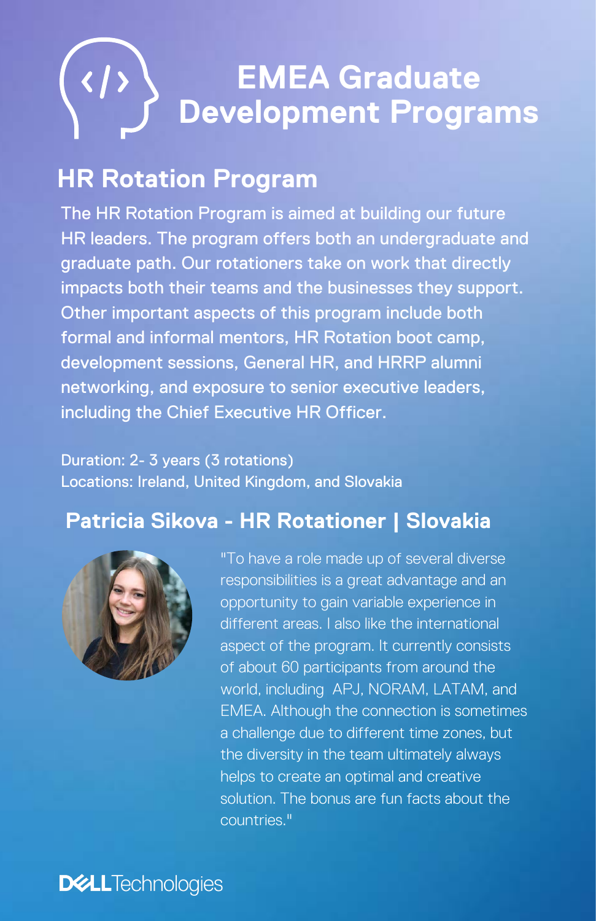# EMEA Graduate Development Programs

## HR Rotation Program

The HR Rotation Program is aimed at building our future HR leaders. The program offers both an undergraduate and graduate path. Our rotationers take on work that directly impacts both their teams and the businesses they support. Other important aspects of this program include both formal and informal mentors, HR Rotation boot camp, development sessions, General HR, and HRRP alumni networking, and exposure to senior executive leaders, including the Chief Executive HR Officer.

Duration: 2- 3 years (3 rotations)
Locations: Ireland, United Kingdom, and Slovakia

### Patricia Sikova - HR Rotationer | Slovakia

"To have a role made up of several diverse responsibilities is a great advantage and an opportunity to gain variable experience in different areas. I also like the international aspect of the program. It currently consists of about 60 participants from around the world, including APJ, NORAM, LATAM, and EMEA. Although the connection is sometimes a challenge due to different time zones, but the diversity in the team ultimately always helps to create an optimal and creative solution. The bonus are fun facts about the countries."

DELL Technologies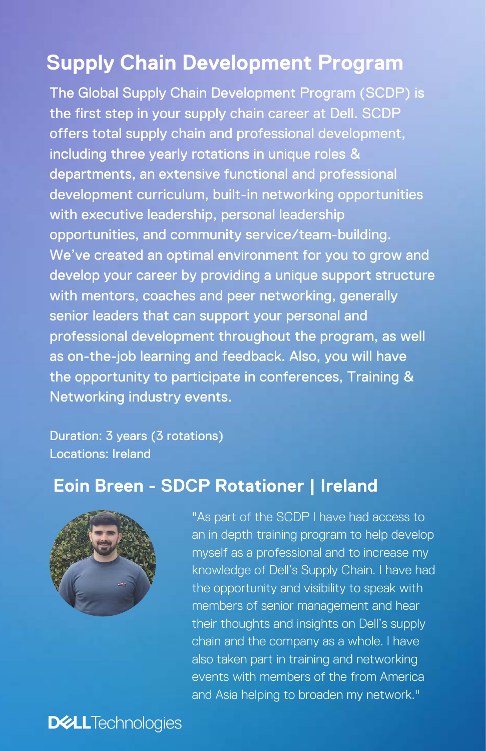## Supply Chain Development Program

The Global Supply Chain Development Program (SCDP) is the first step in your supply chain career at Dell. SCDP offers total supply chain and professional development, including three yearly rotations in unique roles & departments, an extensive functional and professional development curriculum, built-in networking opportunities with executive leadership, personal leadership opportunities, and community service/team-building. We've created an optimal environment for you to grow and develop your career by providing a unique support structure with mentors, coaches and peer networking, generally senior leaders that can support your personal and professional development throughout the program, as well as on-the-job learning and feedback. Also, you will have the opportunity to participate in conferences, Training & Networking industry events.

Duration: 3 years (3 rotations)
Locations: Ireland

### Eoin Breen - SDCP Rotationer | Ireland

"As part of the SCDP I have had access to an in depth training program to help develop myself as a professional and to increase my knowledge of Dell's Supply Chain. I have had the opportunity and visibility to speak with members of senior management and hear their thoughts and insights on Dell's supply chain and the company as a whole. I have also taken part in training and networking events with members of the from America and Asia helping to broaden my network."

DELL Technologies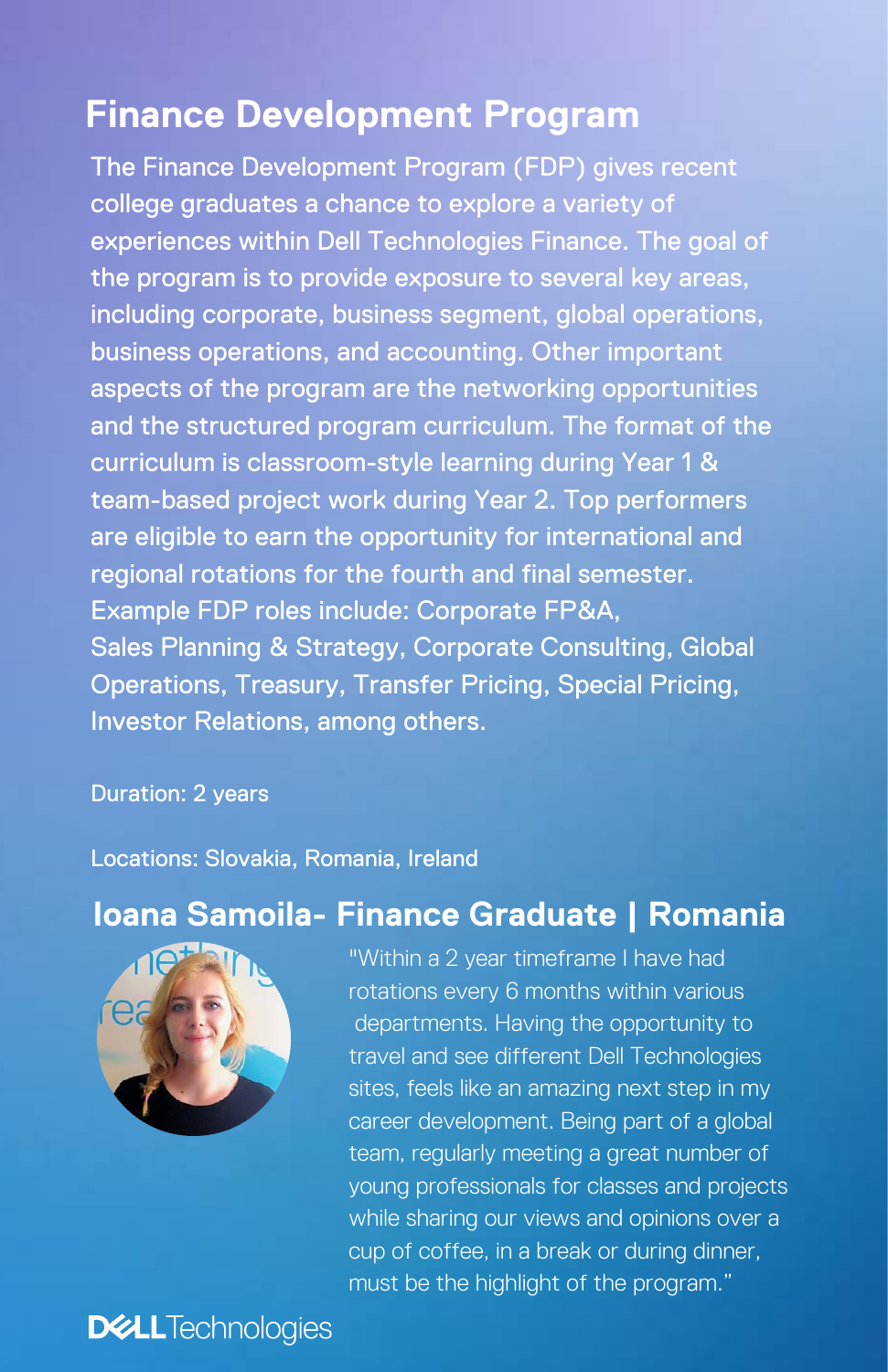## Finance Development Program

The Finance Development Program (FDP) gives recent college graduates a chance to explore a variety of experiences within Dell Technologies Finance. The goal of the program is to provide exposure to several key areas, including corporate, business segment, global operations, business operations, and accounting. Other important aspects of the program are the networking opportunities and the structured program curriculum. The format of the curriculum is classroom-style learning during Year 1 & team-based project work during Year 2. Top performers are eligible to earn the opportunity for international and regional rotations for the fourth and final semester. Example FDP roles include: Corporate FP&A, Sales Planning & Strategy, Corporate Consulting, Global Operations, Treasury, Transfer Pricing, Special Pricing, Investor Relations, among others.

Duration: 2 years

Locations: Slovakia, Romania, Ireland

### Ioana Samoila- Finance Graduate | Romania

"Within a 2 year timeframe I have had rotations every 6 months within various departments. Having the opportunity to travel and see different Dell Technologies sites, feels like an amazing next step in my career development. Being part of a global team, regularly meeting a great number of young professionals for classes and projects while sharing our views and opinions over a cup of coffee, in a break or during dinner, must be the highlight of the program."

DELL Technologies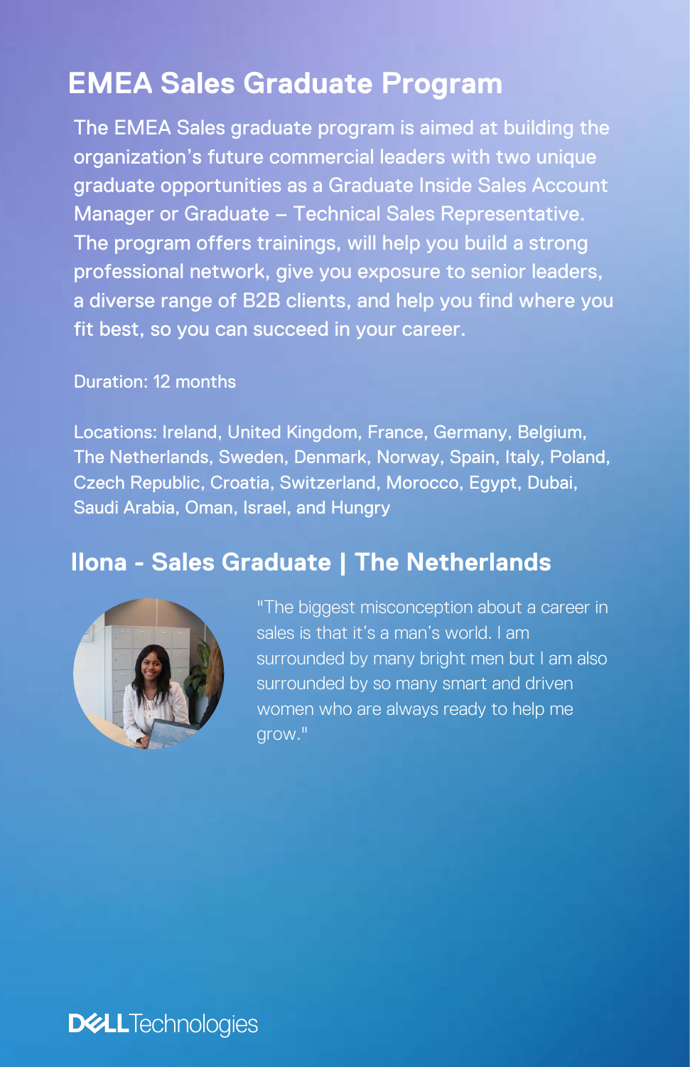# EMEA Sales Graduate Program

The EMEA Sales graduate program is aimed at building the organization's future commercial leaders with two unique graduate opportunities as a Graduate Inside Sales Account Manager or Graduate – Technical Sales Representative. The program offers trainings, will help you build a strong professional network, give you exposure to senior leaders, a diverse range of B2B clients, and help you find where you fit best, so you can succeed in your career.

Duration: 12 months

Locations: Ireland, United Kingdom, France, Germany, Belgium, The Netherlands, Sweden, Denmark, Norway, Spain, Italy, Poland, Czech Republic, Croatia, Switzerland, Morocco, Egypt, Dubai, Saudi Arabia, Oman, Israel, and Hungry

## Ilona - Sales Graduate | The Netherlands

"The biggest misconception about a career in sales is that it's a man's world. I am surrounded by many bright men but I am also surrounded by so many smart and driven women who are always ready to help me grow."

DELL Technologies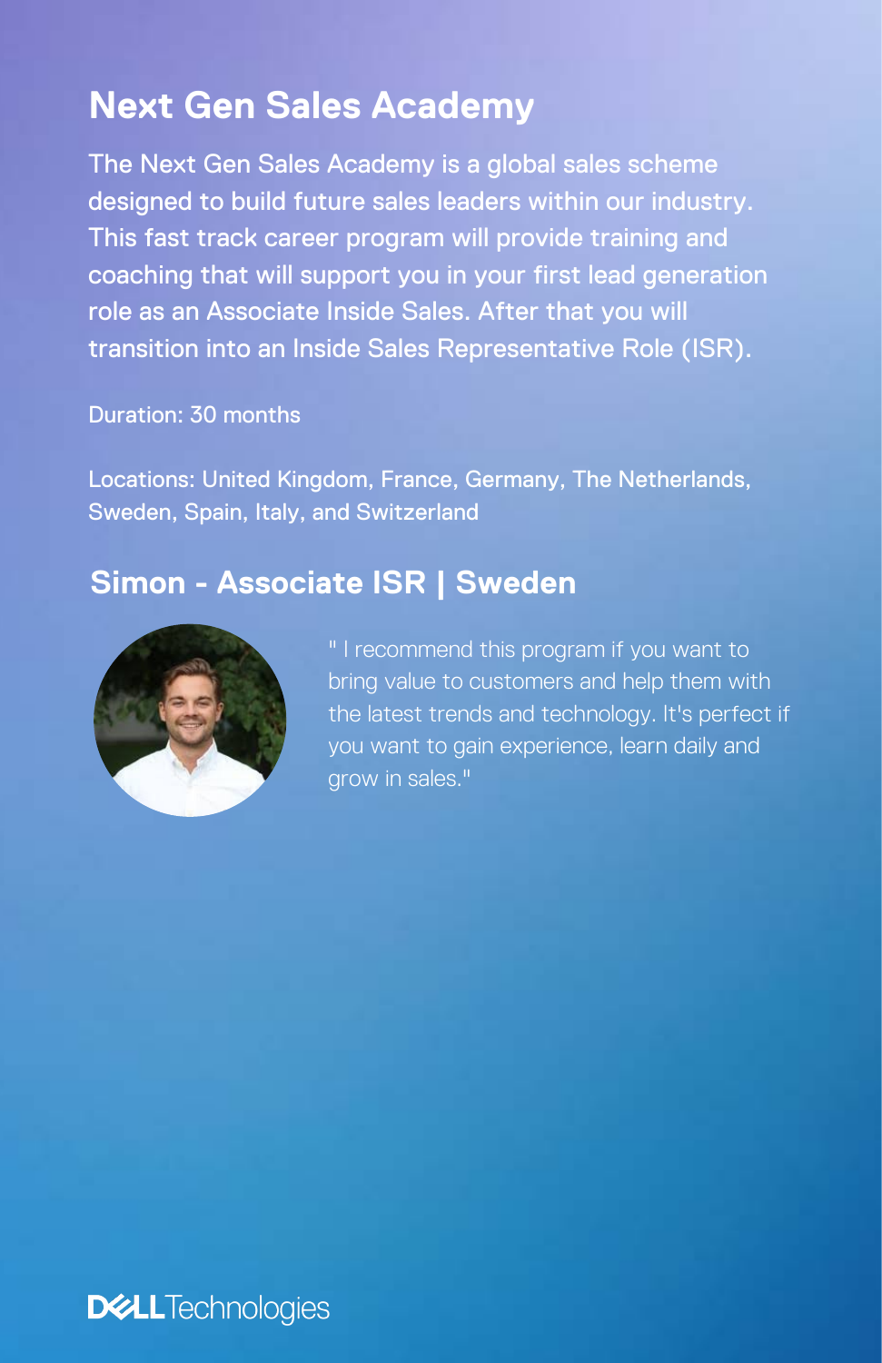## Next Gen Sales Academy

The Next Gen Sales Academy is a global sales scheme designed to build future sales leaders within our industry. This fast track career program will provide training and coaching that will support you in your first lead generation role as an Associate Inside Sales. After that you will transition into an Inside Sales Representative Role (ISR).

Duration: 30 months

Locations: United Kingdom, France, Germany, The Netherlands, Sweden, Spain, Italy, and Switzerland

### Simon - Associate ISR | Sweden

" I recommend this program if you want to bring value to customers and help them with the latest trends and technology. It's perfect if you want to gain experience, learn daily and grow in sales."

DELL Technologies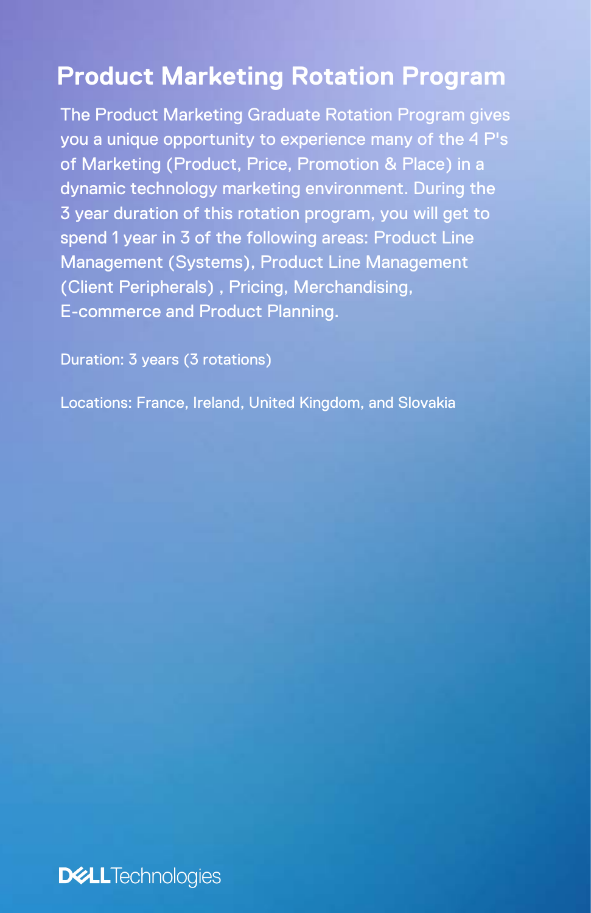## Product Marketing Rotation Program

The Product Marketing Graduate Rotation Program gives you a unique opportunity to experience many of the 4 P's of Marketing (Product, Price, Promotion & Place) in a dynamic technology marketing environment. During the 3 year duration of this rotation program, you will get to spend 1 year in 3 of the following areas: Product Line Management (Systems), Product Line Management (Client Peripherals) , Pricing, Merchandising, E-commerce and Product Planning.

Duration: 3 years (3 rotations)

Locations: France, Ireland, United Kingdom, and Slovakia

DELL Technologies